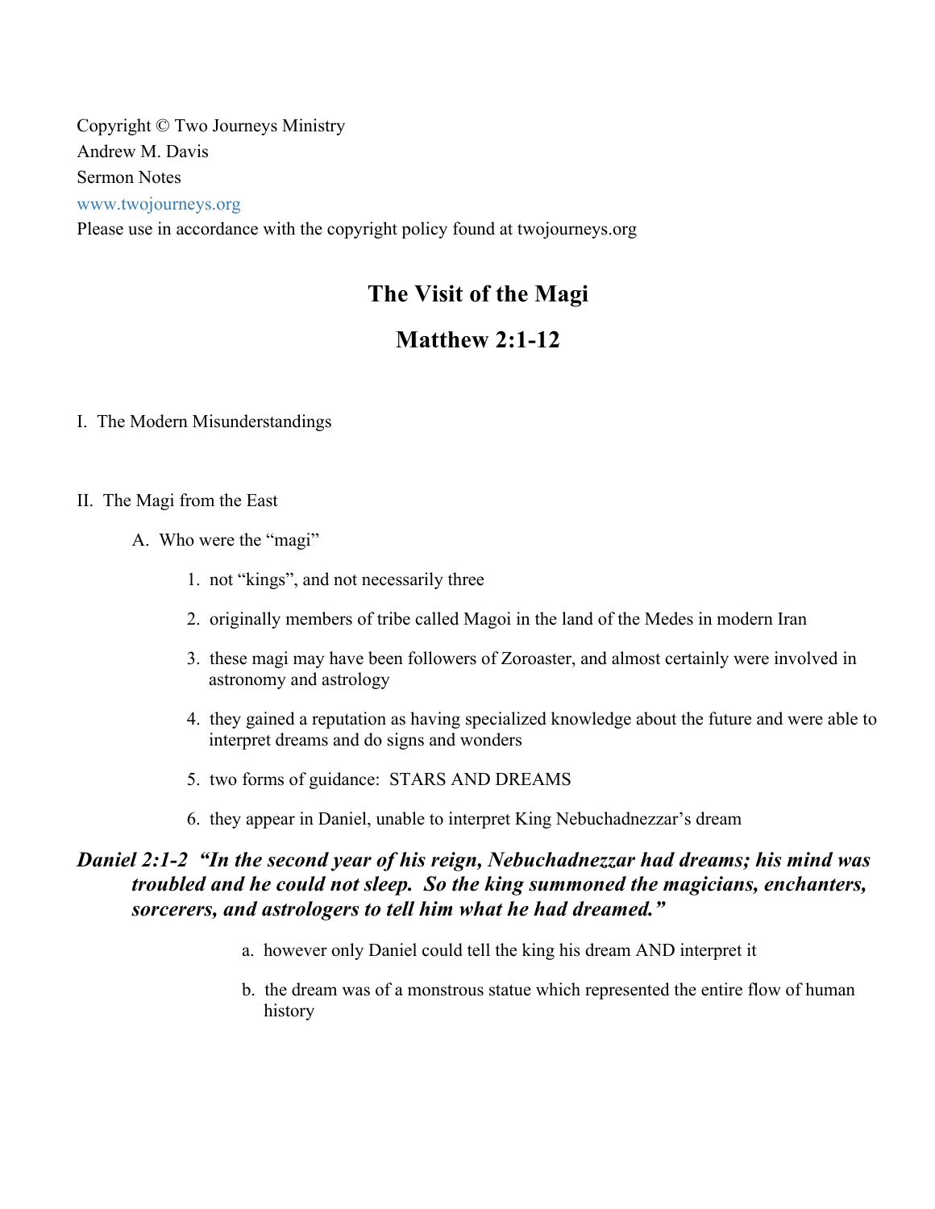Copyright © Two Journeys Ministry
Andrew M. Davis
Sermon Notes
www.twojourneys.org
Please use in accordance with the copyright policy found at twojourneys.org

# The Visit of the Magi

## Matthew 2:1-12

I. The Modern Misunderstandings

II. The Magi from the East

A. Who were the "magi"

1. not "kings", and not necessarily three
2. originally members of tribe called Magoi in the land of the Medes in modern Iran
3. these magi may have been followers of Zoroaster, and almost certainly were involved in astronomy and astrology
4. they gained a reputation as having specialized knowledge about the future and were able to interpret dreams and do signs and wonders
5. two forms of guidance: STARS AND DREAMS
6. they appear in Daniel, unable to interpret King Nebuchadnezzar's dream

***Daniel 2:1-2 "In the second year of his reign, Nebuchadnezzar had dreams; his mind was troubled and he could not sleep. So the king summoned the magicians, enchanters, sorcerers, and astrologers to tell him what he had dreamed."***

a. however only Daniel could tell the king his dream AND interpret it

b. the dream was of a monstrous statue which represented the entire flow of human history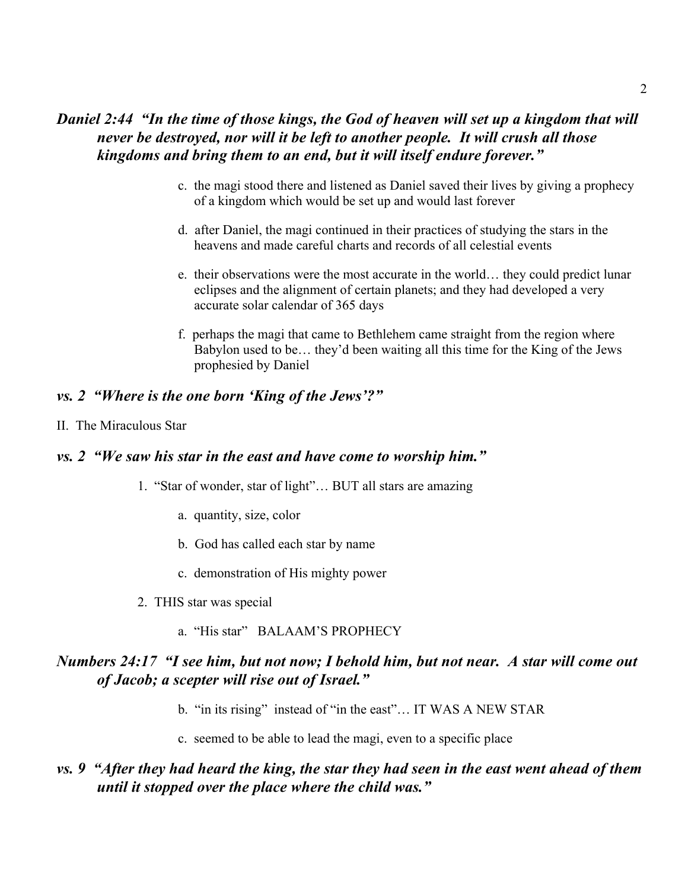***Daniel 2:44  "In the time of those kings, the God of heaven will set up a kingdom that will never be destroyed, nor will it be left to another people.  It will crush all those kingdoms and bring them to an end, but it will itself endure forever."***

c. the magi stood there and listened as Daniel saved their lives by giving a prophecy of a kingdom which would be set up and would last forever

d. after Daniel, the magi continued in their practices of studying the stars in the heavens and made careful charts and records of all celestial events

e. their observations were the most accurate in the world… they could predict lunar eclipses and the alignment of certain planets; and they had developed a very accurate solar calendar of 365 days

f. perhaps the magi that came to Bethlehem came straight from the region where Babylon used to be… they'd been waiting all this time for the King of the Jews prophesied by Daniel

***vs. 2  "Where is the one born 'King of the Jews'?"***

II. The Miraculous Star

***vs. 2  "We saw his star in the east and have come to worship him."***

1. "Star of wonder, star of light"… BUT all stars are amazing

   a. quantity, size, color

   b. God has called each star by name

   c. demonstration of His mighty power

2. THIS star was special

   a. "His star"   BALAAM'S PROPHECY

***Numbers 24:17  "I see him, but not now; I behold him, but not near.  A star will come out of Jacob; a scepter will rise out of Israel."***

   b. "in its rising"  instead of "in the east"… IT WAS A NEW STAR

   c. seemed to be able to lead the magi, even to a specific place

***vs. 9  "After they had heard the king, the star they had seen in the east went ahead of them until it stopped over the place where the child was."***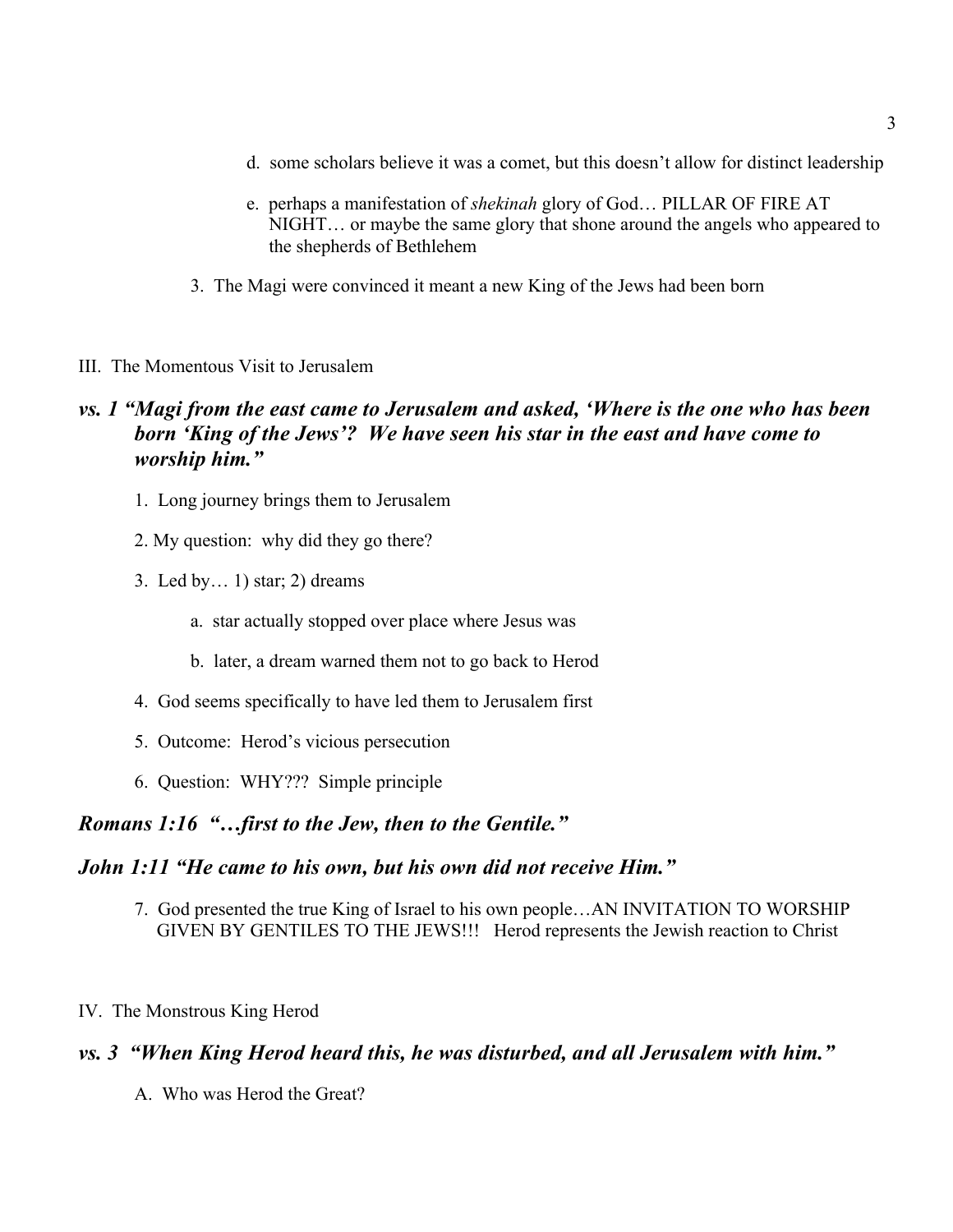d. some scholars believe it was a comet, but this doesn't allow for distinct leadership

e. perhaps a manifestation of *shekinah* glory of God… PILLAR OF FIRE AT NIGHT… or maybe the same glory that shone around the angels who appeared to the shepherds of Bethlehem

3. The Magi were convinced it meant a new King of the Jews had been born

III. The Momentous Visit to Jerusalem

***vs. 1 "Magi from the east came to Jerusalem and asked, 'Where is the one who has been born 'King of the Jews'? We have seen his star in the east and have come to worship him."***

1. Long journey brings them to Jerusalem

2. My question: why did they go there?

3. Led by… 1) star; 2) dreams

    a. star actually stopped over place where Jesus was

    b. later, a dream warned them not to go back to Herod

4. God seems specifically to have led them to Jerusalem first

5. Outcome: Herod's vicious persecution

6. Question: WHY??? Simple principle

***Romans 1:16 "…first to the Jew, then to the Gentile."***

***John 1:11 "He came to his own, but his own did not receive Him."***

7. God presented the true King of Israel to his own people…AN INVITATION TO WORSHIP GIVEN BY GENTILES TO THE JEWS!!! Herod represents the Jewish reaction to Christ

IV. The Monstrous King Herod

***vs. 3 "When King Herod heard this, he was disturbed, and all Jerusalem with him."***

A. Who was Herod the Great?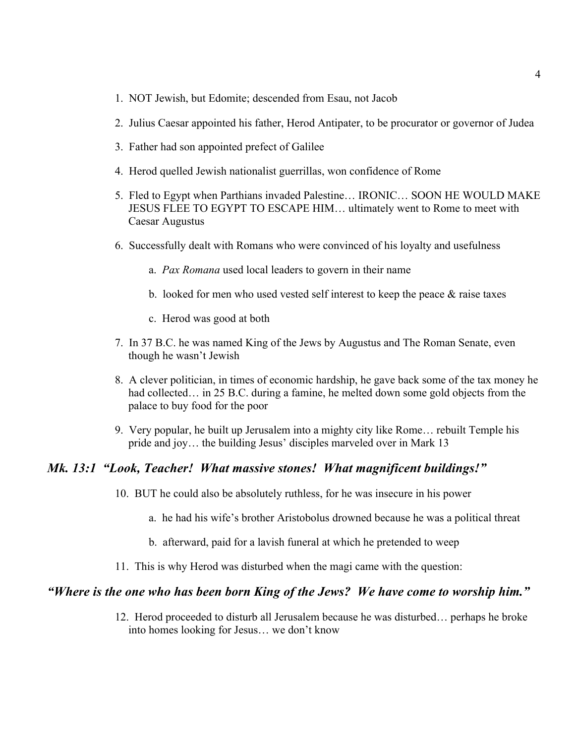1. NOT Jewish, but Edomite; descended from Esau, not Jacob

2. Julius Caesar appointed his father, Herod Antipater, to be procurator or governor of Judea

3. Father had son appointed prefect of Galilee

4. Herod quelled Jewish nationalist guerrillas, won confidence of Rome

5. Fled to Egypt when Parthians invaded Palestine… IRONIC… SOON HE WOULD MAKE JESUS FLEE TO EGYPT TO ESCAPE HIM… ultimately went to Rome to meet with Caesar Augustus

6. Successfully dealt with Romans who were convinced of his loyalty and usefulness

    a. *Pax Romana* used local leaders to govern in their name

    b. looked for men who used vested self interest to keep the peace & raise taxes

    c. Herod was good at both

7. In 37 B.C. he was named King of the Jews by Augustus and The Roman Senate, even though he wasn't Jewish

8. A clever politician, in times of economic hardship, he gave back some of the tax money he had collected… in 25 B.C. during a famine, he melted down some gold objects from the palace to buy food for the poor

9. Very popular, he built up Jerusalem into a mighty city like Rome… rebuilt Temple his pride and joy… the building Jesus' disciples marveled over in Mark 13

***Mk. 13:1 "Look, Teacher! What massive stones! What magnificent buildings!"***

10. BUT he could also be absolutely ruthless, for he was insecure in his power

    a. he had his wife's brother Aristobolus drowned because he was a political threat

    b. afterward, paid for a lavish funeral at which he pretended to weep

11. This is why Herod was disturbed when the magi came with the question:

***"Where is the one who has been born King of the Jews? We have come to worship him."***

12. Herod proceeded to disturb all Jerusalem because he was disturbed… perhaps he broke into homes looking for Jesus… we don't know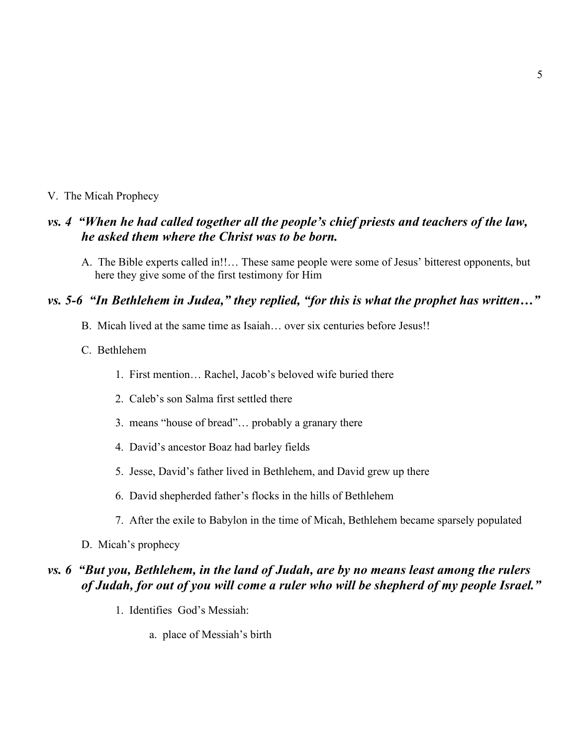V. The Micah Prophecy

***vs. 4 "When he had called together all the people's chief priests and teachers of the law, he asked them where the Christ was to be born.***

A. The Bible experts called in!!… These same people were some of Jesus' bitterest opponents, but here they give some of the first testimony for Him

***vs. 5-6 "In Bethlehem in Judea," they replied, "for this is what the prophet has written…"***

B. Micah lived at the same time as Isaiah… over six centuries before Jesus!!

C. Bethlehem

1. First mention… Rachel, Jacob's beloved wife buried there
2. Caleb's son Salma first settled there
3. means "house of bread"… probably a granary there
4. David's ancestor Boaz had barley fields
5. Jesse, David's father lived in Bethlehem, and David grew up there
6. David shepherded father's flocks in the hills of Bethlehem
7. After the exile to Babylon in the time of Micah, Bethlehem became sparsely populated

D. Micah's prophecy

***vs. 6 "But you, Bethlehem, in the land of Judah, are by no means least among the rulers of Judah, for out of you will come a ruler who will be shepherd of my people Israel."***

1. Identifies God's Messiah:
   a. place of Messiah's birth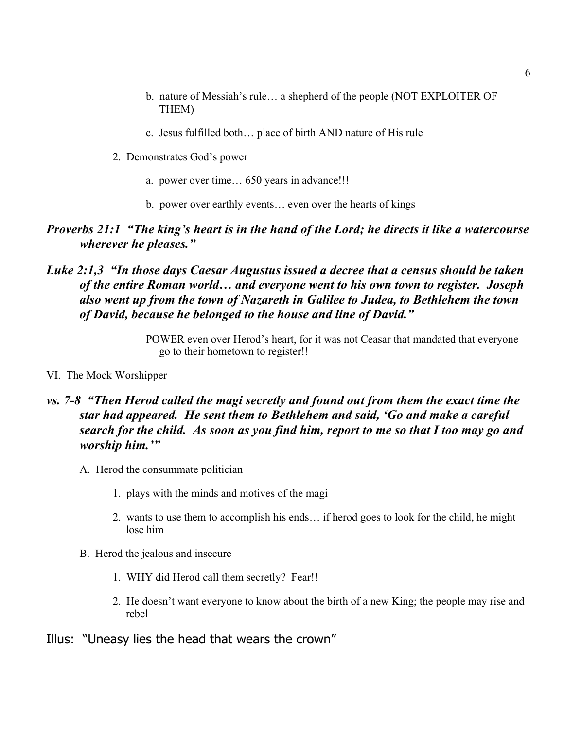b. nature of Messiah's rule… a shepherd of the people (NOT EXPLOITER OF THEM)

c. Jesus fulfilled both… place of birth AND nature of His rule

2. Demonstrates God's power

a. power over time… 650 years in advance!!!

b. power over earthly events… even over the hearts of kings

***Proverbs 21:1 "The king's heart is in the hand of the Lord; he directs it like a watercourse wherever he pleases."***

***Luke 2:1,3 "In those days Caesar Augustus issued a decree that a census should be taken of the entire Roman world… and everyone went to his own town to register. Joseph also went up from the town of Nazareth in Galilee to Judea, to Bethlehem the town of David, because he belonged to the house and line of David."***

POWER even over Herod's heart, for it was not Ceasar that mandated that everyone go to their hometown to register!!

VI. The Mock Worshipper

***vs. 7-8 "Then Herod called the magi secretly and found out from them the exact time the star had appeared. He sent them to Bethlehem and said, 'Go and make a careful search for the child. As soon as you find him, report to me so that I too may go and worship him.'"***

A. Herod the consummate politician

1. plays with the minds and motives of the magi

2. wants to use them to accomplish his ends… if herod goes to look for the child, he might lose him

B. Herod the jealous and insecure

1. WHY did Herod call them secretly? Fear!!

2. He doesn't want everyone to know about the birth of a new King; the people may rise and rebel

Illus: "Uneasy lies the head that wears the crown"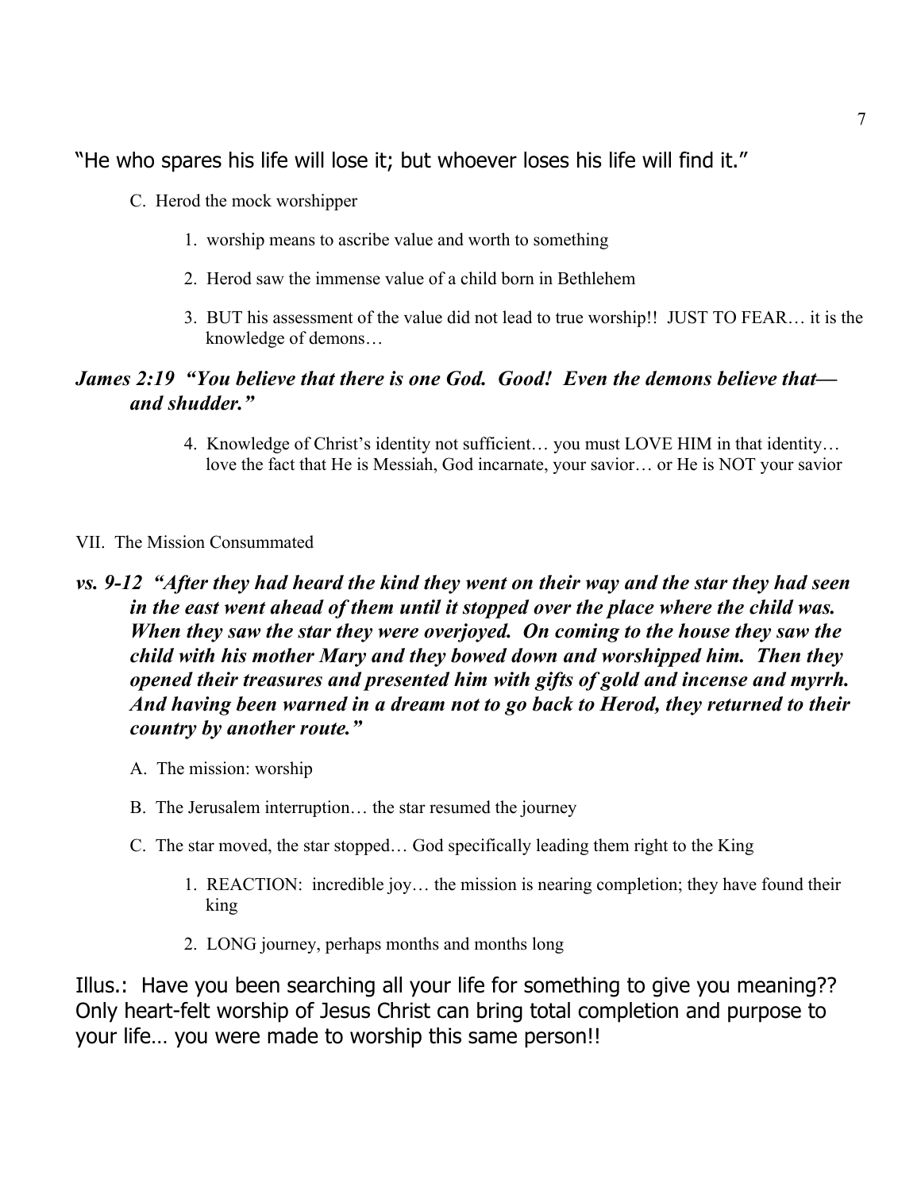"He who spares his life will lose it; but whoever loses his life will find it."

C. Herod the mock worshipper

1. worship means to ascribe value and worth to something

2. Herod saw the immense value of a child born in Bethlehem

3. BUT his assessment of the value did not lead to true worship!! JUST TO FEAR… it is the knowledge of demons…

***James 2:19 "You believe that there is one God. Good! Even the demons believe that—and shudder."***

4. Knowledge of Christ's identity not sufficient… you must LOVE HIM in that identity… love the fact that He is Messiah, God incarnate, your savior… or He is NOT your savior

VII. The Mission Consummated

***vs. 9-12 "After they had heard the kind they went on their way and the star they had seen in the east went ahead of them until it stopped over the place where the child was. When they saw the star they were overjoyed. On coming to the house they saw the child with his mother Mary and they bowed down and worshipped him. Then they opened their treasures and presented him with gifts of gold and incense and myrrh. And having been warned in a dream not to go back to Herod, they returned to their country by another route."***

A. The mission: worship

B. The Jerusalem interruption… the star resumed the journey

C. The star moved, the star stopped… God specifically leading them right to the King

1. REACTION: incredible joy… the mission is nearing completion; they have found their king

2. LONG journey, perhaps months and months long

Illus.: Have you been searching all your life for something to give you meaning?? Only heart-felt worship of Jesus Christ can bring total completion and purpose to your life… you were made to worship this same person!!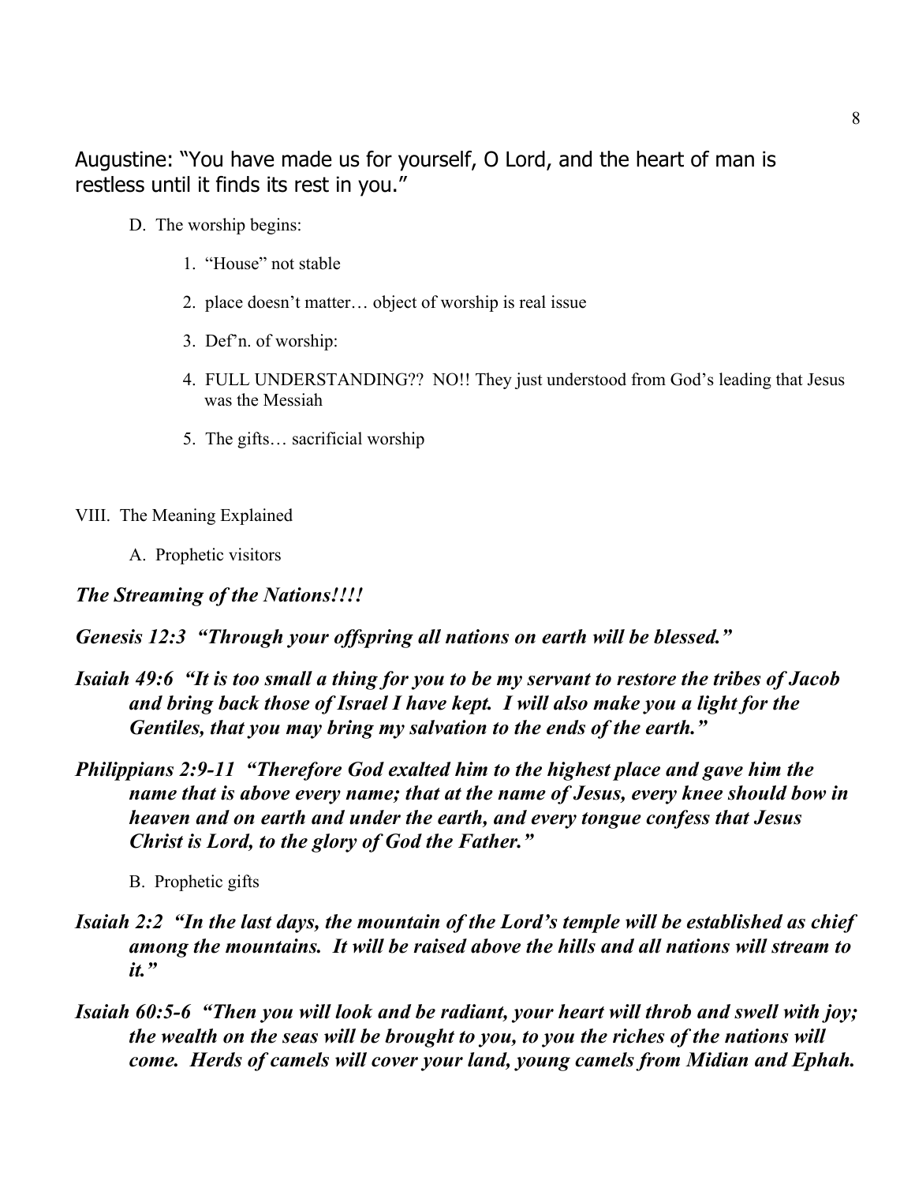Augustine: "You have made us for yourself, O Lord, and the heart of man is restless until it finds its rest in you."

D. The worship begins:

1. "House" not stable
2. place doesn't matter… object of worship is real issue
3. Def'n. of worship:
4. FULL UNDERSTANDING?? NO!! They just understood from God's leading that Jesus was the Messiah
5. The gifts… sacrificial worship

VIII. The Meaning Explained

A. Prophetic visitors

***The Streaming of the Nations!!!!***

***Genesis 12:3 "Through your offspring all nations on earth will be blessed."***

***Isaiah 49:6 "It is too small a thing for you to be my servant to restore the tribes of Jacob and bring back those of Israel I have kept. I will also make you a light for the Gentiles, that you may bring my salvation to the ends of the earth."***

***Philippians 2:9-11 "Therefore God exalted him to the highest place and gave him the name that is above every name; that at the name of Jesus, every knee should bow in heaven and on earth and under the earth, and every tongue confess that Jesus Christ is Lord, to the glory of God the Father."***

B. Prophetic gifts

***Isaiah 2:2 "In the last days, the mountain of the Lord's temple will be established as chief among the mountains. It will be raised above the hills and all nations will stream to it."***

***Isaiah 60:5-6 "Then you will look and be radiant, your heart will throb and swell with joy; the wealth on the seas will be brought to you, to you the riches of the nations will come. Herds of camels will cover your land, young camels from Midian and Ephah.***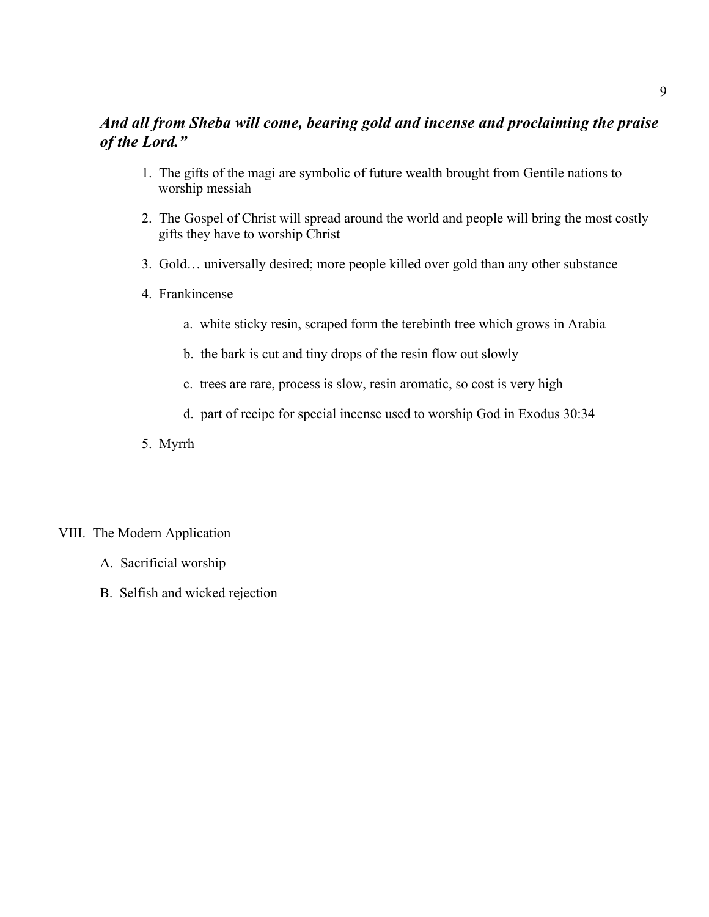***And all from Sheba will come, bearing gold and incense and proclaiming the praise of the Lord."***

1. The gifts of the magi are symbolic of future wealth brought from Gentile nations to worship messiah

2. The Gospel of Christ will spread around the world and people will bring the most costly gifts they have to worship Christ

3. Gold… universally desired; more people killed over gold than any other substance

4. Frankincense

    a. white sticky resin, scraped form the terebinth tree which grows in Arabia

    b. the bark is cut and tiny drops of the resin flow out slowly

    c. trees are rare, process is slow, resin aromatic, so cost is very high

    d. part of recipe for special incense used to worship God in Exodus 30:34

5. Myrrh

VIII. The Modern Application

A. Sacrificial worship

B. Selfish and wicked rejection